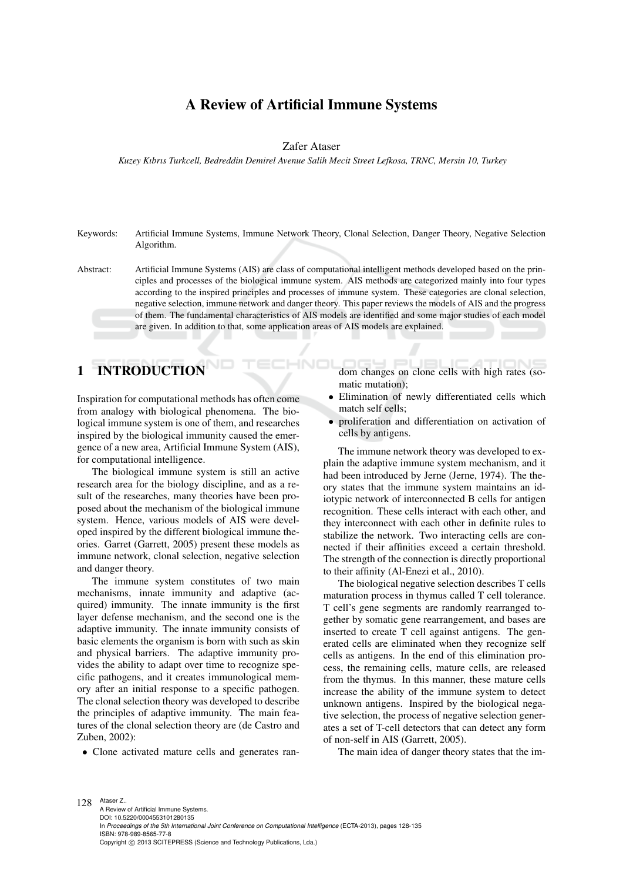# A Review of Artificial Immune Systems

Zafer Ataser

*Kuzey Kıbrıs Turkcell, Bedreddin Demirel Avenue Salih Mecit Street Lefkosa, TRNC, Mersin 10, Turkey*

Keywords: Artificial Immune Systems, Immune Network Theory, Clonal Selection, Danger Theory, Negative Selection Algorithm.

Abstract: Artificial Immune Systems (AIS) are class of computational intelligent methods developed based on the principles and processes of the biological immune system. AIS methods are categorized mainly into four types according to the inspired principles and processes of immune system. These categories are clonal selection, negative selection, immune network and danger theory. This paper reviews the models of AIS and the progress of them. The fundamental characteristics of AIS models are identified and some major studies of each model are given. In addition to that, some application areas of AIS models are explained.

## 1 INTRODUCTION

Inspiration for computational methods has often come from analogy with biological phenomena. The biological immune system is one of them, and researches inspired by the biological immunity caused the emergence of a new area, Artificial Immune System (AIS), for computational intelligence.

The biological immune system is still an active research area for the biology discipline, and as a result of the researches, many theories have been proposed about the mechanism of the biological immune system. Hence, various models of AIS were developed inspired by the different biological immune theories. Garret (Garrett, 2005) present these models as immune network, clonal selection, negative selection and danger theory.

The immune system constitutes of two main mechanisms, innate immunity and adaptive (acquired) immunity. The innate immunity is the first layer defense mechanism, and the second one is the adaptive immunity. The innate immunity consists of basic elements the organism is born with such as skin and physical barriers. The adaptive immunity provides the ability to adapt over time to recognize specific pathogens, and it creates immunological memory after an initial response to a specific pathogen. The clonal selection theory was developed to describe the principles of adaptive immunity. The main features of the clonal selection theory are (de Castro and Zuben, 2002):

- Clone activated mature cells and generates random changes on clone cells with high rates (somatic mutation);
- Elimination of newly differentiated cells which match self cells;
- proliferation and differentiation on activation of cells by antigens.

The immune network theory was developed to explain the adaptive immune system mechanism, and it had been introduced by Jerne (Jerne, 1974). The theory states that the immune system maintains an idiotypic network of interconnected B cells for antigen recognition. These cells interact with each other, and they interconnect with each other in definite rules to stabilize the network. Two interacting cells are connected if their affinities exceed a certain threshold. The strength of the connection is directly proportional to their affinity (Al-Enezi et al., 2010).

The biological negative selection describes T cells maturation process in thymus called T cell tolerance. T cell's gene segments are randomly rearranged together by somatic gene rearrangement, and bases are inserted to create T cell against antigens. The generated cells are eliminated when they recognize self cells as antigens. In the end of this elimination process, the remaining cells, mature cells, are released from the thymus. In this manner, these mature cells increase the ability of the immune system to detect unknown antigens. Inspired by the biological negative selection, the process of negative selection generates a set of T-cell detectors that can detect any form of non-self in AIS (Garrett, 2005).

The main idea of danger theory states that the im-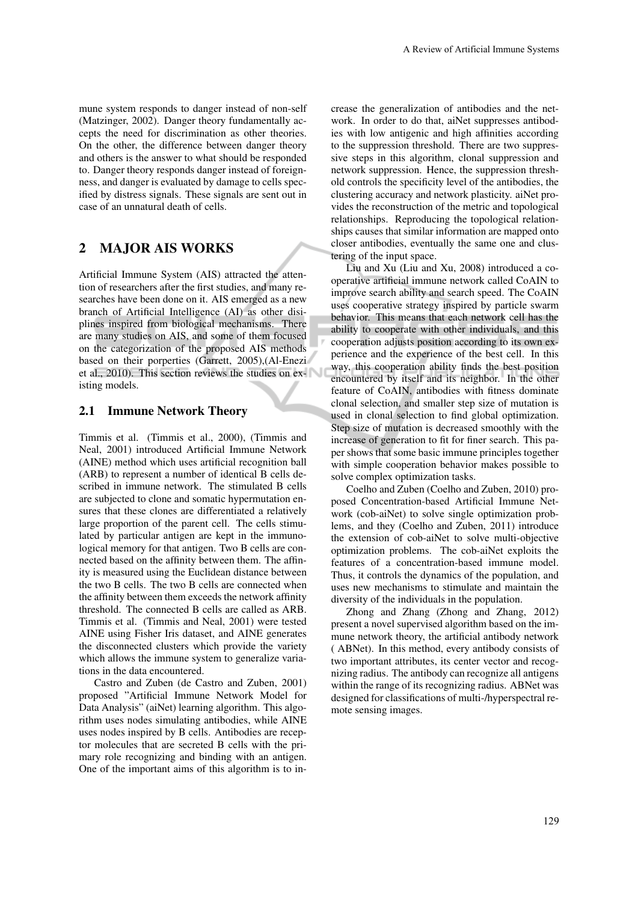mune system responds to danger instead of non-self (Matzinger, 2002). Danger theory fundamentally accepts the need for discrimination as other theories. On the other, the difference between danger theory and others is the answer to what should be responded to. Danger theory responds danger instead of foreignness, and danger is evaluated by damage to cells specified by distress signals. These signals are sent out in case of an unnatural death of cells.

## 2 MAJOR AIS WORKS

Artificial Immune System (AIS) attracted the attention of researchers after the first studies, and many researches have been done on it. AIS emerged as a new branch of Artificial Intelligence (AI) as other disiplines inspired from biological mechanisms. There are many studies on AIS, and some of them focused on the categorization of the proposed AIS methods based on their porperties (Garrett, 2005),(Al-Enezi et al., 2010). This section reviews the studies on existing models.

### 2.1 Immune Network Theory

Timmis et al. (Timmis et al., 2000), (Timmis and Neal, 2001) introduced Artificial Immune Network (AINE) method which uses artificial recognition ball (ARB) to represent a number of identical B cells described in immune network. The stimulated B cells are subjected to clone and somatic hypermutation ensures that these clones are differentiated a relatively large proportion of the parent cell. The cells stimulated by particular antigen are kept in the immunological memory for that antigen. Two B cells are connected based on the affinity between them. The affinity is measured using the Euclidean distance between the two B cells. The two B cells are connected when the affinity between them exceeds the network affinity threshold. The connected B cells are called as ARB. Timmis et al. (Timmis and Neal, 2001) were tested AINE using Fisher Iris dataset, and AINE generates the disconnected clusters which provide the variety which allows the immune system to generalize variations in the data encountered.

Castro and Zuben (de Castro and Zuben, 2001) proposed "Artificial Immune Network Model for Data Analysis" (aiNet) learning algorithm. This algorithm uses nodes simulating antibodies, while AINE uses nodes inspired by B cells. Antibodies are receptor molecules that are secreted B cells with the primary role recognizing and binding with an antigen. One of the important aims of this algorithm is to increase the generalization of antibodies and the network. In order to do that, aiNet suppresses antibodies with low antigenic and high affinities according to the suppression threshold. There are two suppressive steps in this algorithm, clonal suppression and network suppression. Hence, the suppression threshold controls the specificity level of the antibodies, the clustering accuracy and network plasticity. aiNet provides the reconstruction of the metric and topological relationships. Reproducing the topological relationships causes that similar information are mapped onto closer antibodies, eventually the same one and clustering of the input space.

Liu and Xu (Liu and Xu, 2008) introduced a cooperative artificial immune network called CoAIN to improve search ability and search speed. The CoAIN uses cooperative strategy inspired by particle swarm behavior. This means that each network cell has the ability to cooperate with other individuals, and this cooperation adjusts position according to its own experience and the experience of the best cell. In this way, this cooperation ability finds the best position encountered by itself and its neighbor. In the other feature of CoAIN, antibodies with fitness dominate clonal selection, and smaller step size of mutation is used in clonal selection to find global optimization. Step size of mutation is decreased smoothly with the increase of generation to fit for finer search. This paper shows that some basic immune principles together with simple cooperation behavior makes possible to solve complex optimization tasks.

Coelho and Zuben (Coelho and Zuben, 2010) proposed Concentration-based Artificial Immune Network (cob-aiNet) to solve single optimization problems, and they (Coelho and Zuben, 2011) introduce the extension of cob-aiNet to solve multi-objective optimization problems. The cob-aiNet exploits the features of a concentration-based immune model. Thus, it controls the dynamics of the population, and uses new mechanisms to stimulate and maintain the diversity of the individuals in the population.

Zhong and Zhang (Zhong and Zhang, 2012) present a novel supervised algorithm based on the immune network theory, the artificial antibody network ( ABNet). In this method, every antibody consists of two important attributes, its center vector and recognizing radius. The antibody can recognize all antigens within the range of its recognizing radius. ABNet was designed for classifications of multi-/hyperspectral remote sensing images.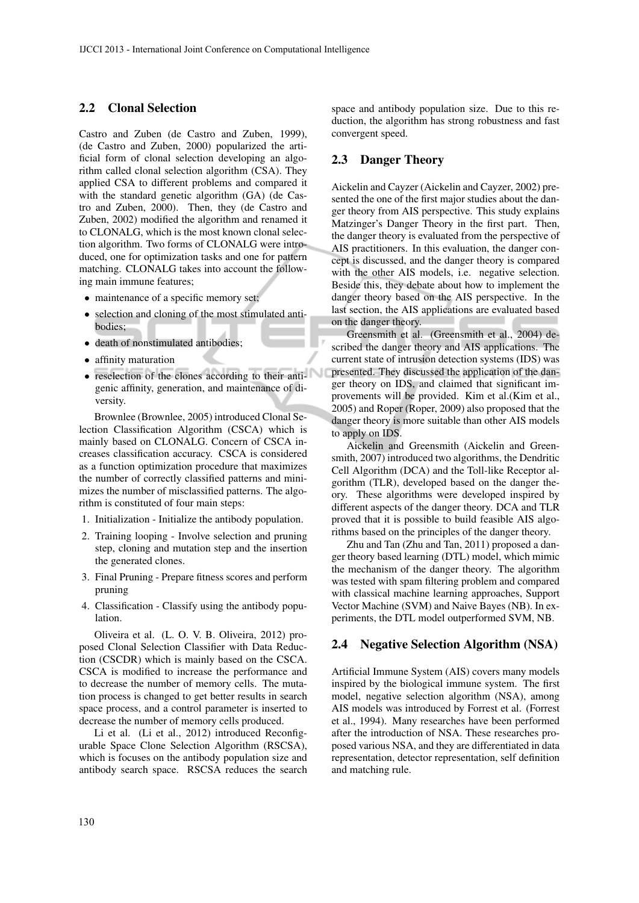## 2.2 Clonal Selection

Castro and Zuben (de Castro and Zuben, 1999), (de Castro and Zuben, 2000) popularized the artificial form of clonal selection developing an algorithm called clonal selection algorithm (CSA). They applied CSA to different problems and compared it with the standard genetic algorithm (GA) (de Castro and Zuben, 2000). Then, they (de Castro and Zuben, 2002) modified the algorithm and renamed it to CLONALG, which is the most known clonal selection algorithm. Two forms of CLONALG were introduced, one for optimization tasks and one for pattern matching. CLONALG takes into account the following main immune features;

- maintenance of a specific memory set;
- selection and cloning of the most stimulated antibodies;
- death of nonstimulated antibodies;
- affinity maturation
- reselection of the clones according to their antigenic affinity, generation, and maintenance of diversity.

Brownlee (Brownlee, 2005) introduced Clonal Selection Classification Algorithm (CSCA) which is mainly based on CLONALG. Concern of CSCA increases classification accuracy. CSCA is considered as a function optimization procedure that maximizes the number of correctly classified patterns and minimizes the number of misclassified patterns. The algorithm is constituted of four main steps:

1. Initialization - Initialize the antibody population.
2. Training looping - Involve selection and pruning step, cloning and mutation step and the insertion the generated clones.
3. Final Pruning - Prepare fitness scores and perform pruning
4. Classification - Classify using the antibody population.

Oliveira et al. (L. O. V. B. Oliveira, 2012) proposed Clonal Selection Classifier with Data Reduction (CSCDR) which is mainly based on the CSCA. CSCA is modified to increase the performance and to decrease the number of memory cells. The mutation process is changed to get better results in search space process, and a control parameter is inserted to decrease the number of memory cells produced.

Li et al. (Li et al., 2012) introduced Reconfigurable Space Clone Selection Algorithm (RSCSA), which is focuses on the antibody population size and antibody search space. RSCSA reduces the search space and antibody population size. Due to this reduction, the algorithm has strong robustness and fast convergent speed.

## 2.3 Danger Theory

Aickelin and Cayzer (Aickelin and Cayzer, 2002) presented the one of the first major studies about the danger theory from AIS perspective. This study explains Matzinger's Danger Theory in the first part. Then, the danger theory is evaluated from the perspective of AIS practitioners. In this evaluation, the danger concept is discussed, and the danger theory is compared with the other AIS models, i.e. negative selection. Beside this, they debate about how to implement the danger theory based on the AIS perspective. In the last section, the AIS applications are evaluated based on the danger theory.

Greensmith et al. (Greensmith et al., 2004) described the danger theory and AIS applications. The current state of intrusion detection systems (IDS) was presented. They discussed the application of the danger theory on IDS, and claimed that significant improvements will be provided. Kim et al.(Kim et al., 2005) and Roper (Roper, 2009) also proposed that the danger theory is more suitable than other AIS models to apply on IDS.

Aickelin and Greensmith (Aickelin and Greensmith, 2007) introduced two algorithms, the Dendritic Cell Algorithm (DCA) and the Toll-like Receptor algorithm (TLR), developed based on the danger theory. These algorithms were developed inspired by different aspects of the danger theory. DCA and TLR proved that it is possible to build feasible AIS algorithms based on the principles of the danger theory.

Zhu and Tan (Zhu and Tan, 2011) proposed a danger theory based learning (DTL) model, which mimic the mechanism of the danger theory. The algorithm was tested with spam filtering problem and compared with classical machine learning approaches, Support Vector Machine (SVM) and Naive Bayes (NB). In experiments, the DTL model outperformed SVM, NB.

## 2.4 Negative Selection Algorithm (NSA)

Artificial Immune System (AIS) covers many models inspired by the biological immune system. The first model, negative selection algorithm (NSA), among AIS models was introduced by Forrest et al. (Forrest et al., 1994). Many researches have been performed after the introduction of NSA. These researches proposed various NSA, and they are differentiated in data representation, detector representation, self definition and matching rule.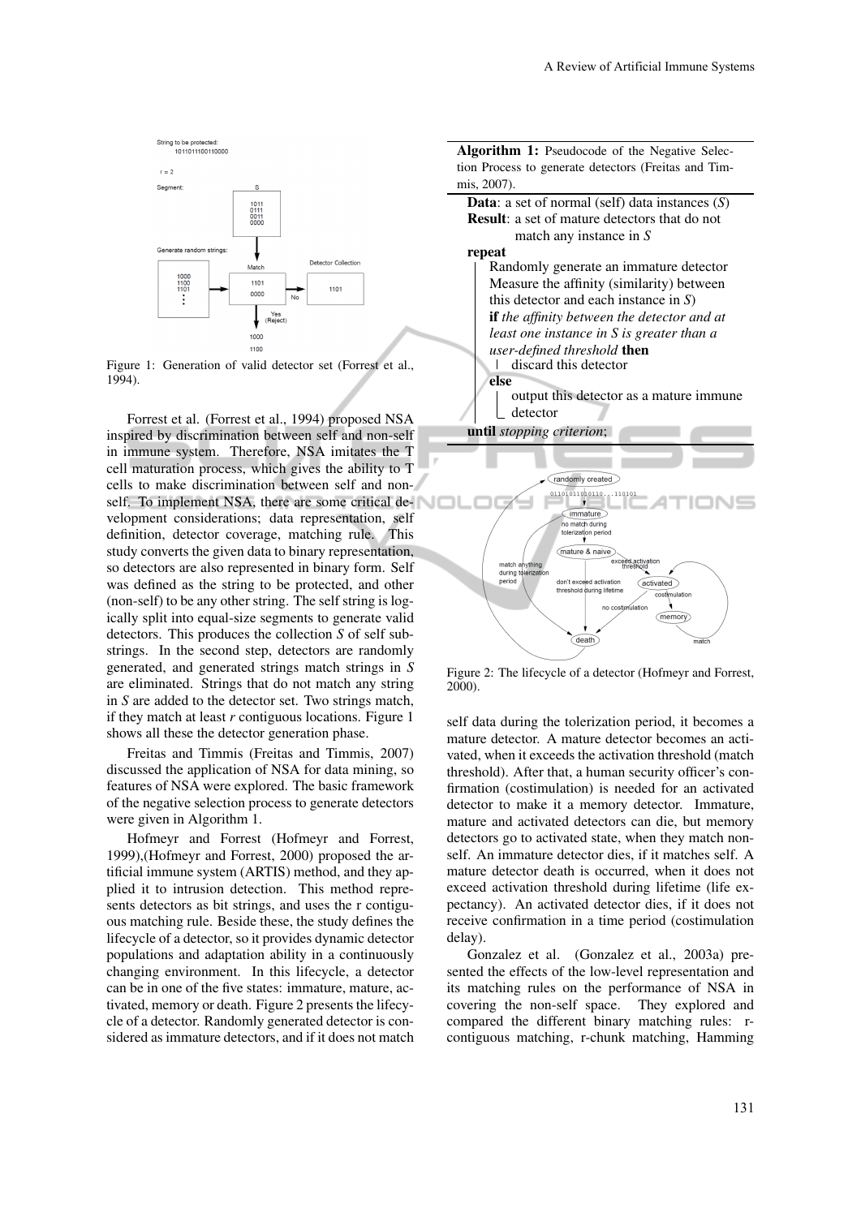Figure 1: Generation of valid detector set (Forrest et al., 1994).

Forrest et al. (Forrest et al., 1994) proposed NSA inspired by discrimination between self and non-self in immune system. Therefore, NSA imitates the T cell maturation process, which gives the ability to T cells to make discrimination between self and non-self. To implement NSA, there are some critical development considerations; data representation, self definition, detector coverage, matching rule. This study converts the given data to binary representation, so detectors are also represented in binary form. Self was defined as the string to be protected, and other (non-self) to be any other string. The self string is logically split into equal-size segments to generate valid detectors. This produces the collection *S* of self substrings. In the second step, detectors are randomly generated, and generated strings match strings in *S* are eliminated. Strings that do not match any string in *S* are added to the detector set. Two strings match, if they match at least *r* contiguous locations. Figure 1 shows all these the detector generation phase.

Freitas and Timmis (Freitas and Timmis, 2007) discussed the application of NSA for data mining, so features of NSA were explored. The basic framework of the negative selection process to generate detectors were given in Algorithm 1.

Hofmeyr and Forrest (Hofmeyr and Forrest, 1999),(Hofmeyr and Forrest, 2000) proposed the artificial immune system (ARTIS) method, and they applied it to intrusion detection. This method represents detectors as bit strings, and uses the r contiguous matching rule. Beside these, the study defines the lifecycle of a detector, so it provides dynamic detector populations and adaptation ability in a continuously changing environment. In this lifecycle, a detector can be in one of the five states: immature, mature, activated, memory or death. Figure 2 presents the lifecycle of a detector. Randomly generated detector is considered as immature detectors, and if it does not match

---

**Algorithm 1:** Pseudocode of the Negative Selection Process to generate detectors (Freitas and Timmis, 2007).

**Data**: a set of normal (self) data instances (*S*)
**Result**: a set of mature detectors that do not match any instance in *S*

**repeat**
  Randomly generate an immature detector
  Measure the affinity (similarity) between this detector and each instance in *S*)
  **if** *the affinity between the detector and at least one instance in S is greater than a user-defined threshold* **then**
    discard this detector
  **else**
    output this detector as a mature immune detector
**until** *stopping criterion*;

---

Figure 2: The lifecycle of a detector (Hofmeyr and Forrest, 2000).

self data during the tolerization period, it becomes a mature detector. A mature detector becomes an activated, when it exceeds the activation threshold (match threshold). After that, a human security officer's confirmation (costimulation) is needed for an activated detector to make it a memory detector. Immature, mature and activated detectors can die, but memory detectors go to activated state, when they match non-self. An immature detector dies, if it matches self. A mature detector death is occurred, when it does not exceed activation threshold during lifetime (life expectancy). An activated detector dies, if it does not receive confirmation in a time period (costimulation delay).

Gonzalez et al. (Gonzalez et al., 2003a) presented the effects of the low-level representation and its matching rules on the performance of NSA in covering the non-self space. They explored and compared the different binary matching rules: r-contiguous matching, r-chunk matching, Hamming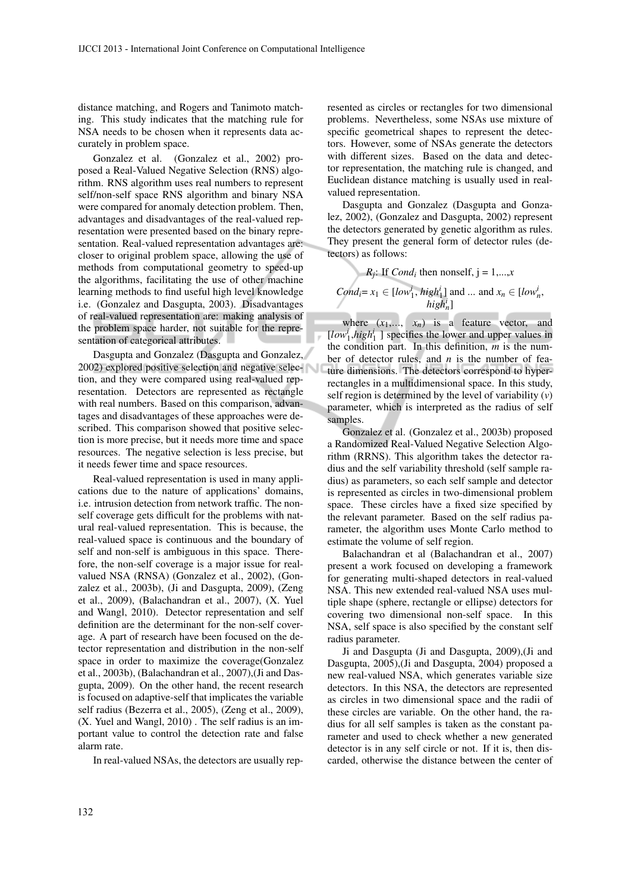distance matching, and Rogers and Tanimoto matching. This study indicates that the matching rule for NSA needs to be chosen when it represents data accurately in problem space.

Gonzalez et al. (Gonzalez et al., 2002) proposed a Real-Valued Negative Selection (RNS) algorithm. RNS algorithm uses real numbers to represent self/non-self space RNS algorithm and binary NSA were compared for anomaly detection problem. Then, advantages and disadvantages of the real-valued representation were presented based on the binary representation. Real-valued representation advantages are: closer to original problem space, allowing the use of methods from computational geometry to speed-up the algorithms, facilitating the use of other machine learning methods to find useful high level knowledge i.e. (Gonzalez and Dasgupta, 2003). Disadvantages of real-valued representation are: making analysis of the problem space harder, not suitable for the representation of categorical attributes.

Dasgupta and Gonzalez (Dasgupta and Gonzalez, 2002) explored positive selection and negative selection, and they were compared using real-valued representation. Detectors are represented as rectangle with real numbers. Based on this comparison, advantages and disadvantages of these approaches were described. This comparison showed that positive selection is more precise, but it needs more time and space resources. The negative selection is less precise, but it needs fewer time and space resources.

Real-valued representation is used in many applications due to the nature of applications' domains, i.e. intrusion detection from network traffic. The non-self coverage gets difficult for the problems with natural real-valued representation. This is because, the real-valued space is continuous and the boundary of self and non-self is ambiguous in this space. Therefore, the non-self coverage is a major issue for real-valued NSA (RNSA) (Gonzalez et al., 2002), (Gonzalez et al., 2003b), (Ji and Dasgupta, 2009), (Zeng et al., 2009), (Balachandran et al., 2007), (X. Yuel and Wangl, 2010). Detector representation and self definition are the determinant for the non-self coverage. A part of research have been focused on the detector representation and distribution in the non-self space in order to maximize the coverage(Gonzalez et al., 2003b), (Balachandran et al., 2007),(Ji and Dasgupta, 2009). On the other hand, the recent research is focused on adaptive-self that implicates the variable self radius (Bezerra et al., 2005), (Zeng et al., 2009), (X. Yuel and Wangl, 2010) . The self radius is an important value to control the detection rate and false alarm rate.

In real-valued NSAs, the detectors are usually represented as circles or rectangles for two dimensional problems. Nevertheless, some NSAs use mixture of specific geometrical shapes to represent the detectors. However, some of NSAs generate the detectors with different sizes. Based on the data and detector representation, the matching rule is changed, and Euclidean distance matching is usually used in real-valued representation.

Dasgupta and Gonzalez (Dasgupta and Gonzalez, 2002), (Gonzalez and Dasgupta, 2002) represent the detectors generated by genetic algorithm as rules. They present the general form of detector rules (detectors) as follows:

$$R_j\text{: If } Cond_i \text{ then nonself, j = 1,...,}x$$

$$Cond_i = x_1 \in [low_1^i, high_1^i] \text{ and ... and } x_n \in [low_n^i, high_n^i]$$

where $(x_1,..., x_n)$ is a feature vector, and $[low_1^i, high_1^i]$ specifies the lower and upper values in the condition part. In this definition, $m$ is the number of detector rules, and $n$ is the number of feature dimensions. The detectors correspond to hyper-rectangles in a multidimensional space. In this study, self region is determined by the level of variability ($v$) parameter, which is interpreted as the radius of self samples.

Gonzalez et al. (Gonzalez et al., 2003b) proposed a Randomized Real-Valued Negative Selection Algorithm (RRNS). This algorithm takes the detector radius and the self variability threshold (self sample radius) as parameters, so each self sample and detector is represented as circles in two-dimensional problem space. These circles have a fixed size specified by the relevant parameter. Based on the self radius parameter, the algorithm uses Monte Carlo method to estimate the volume of self region.

Balachandran et al (Balachandran et al., 2007) present a work focused on developing a framework for generating multi-shaped detectors in real-valued NSA. This new extended real-valued NSA uses multiple shape (sphere, rectangle or ellipse) detectors for covering two dimensional non-self space. In this NSA, self space is also specified by the constant self radius parameter.

Ji and Dasgupta (Ji and Dasgupta, 2009),(Ji and Dasgupta, 2005),(Ji and Dasgupta, 2004) proposed a new real-valued NSA, which generates variable size detectors. In this NSA, the detectors are represented as circles in two dimensional space and the radii of these circles are variable. On the other hand, the radius for all self samples is taken as the constant parameter and used to check whether a new generated detector is in any self circle or not. If it is, then discarded, otherwise the distance between the center of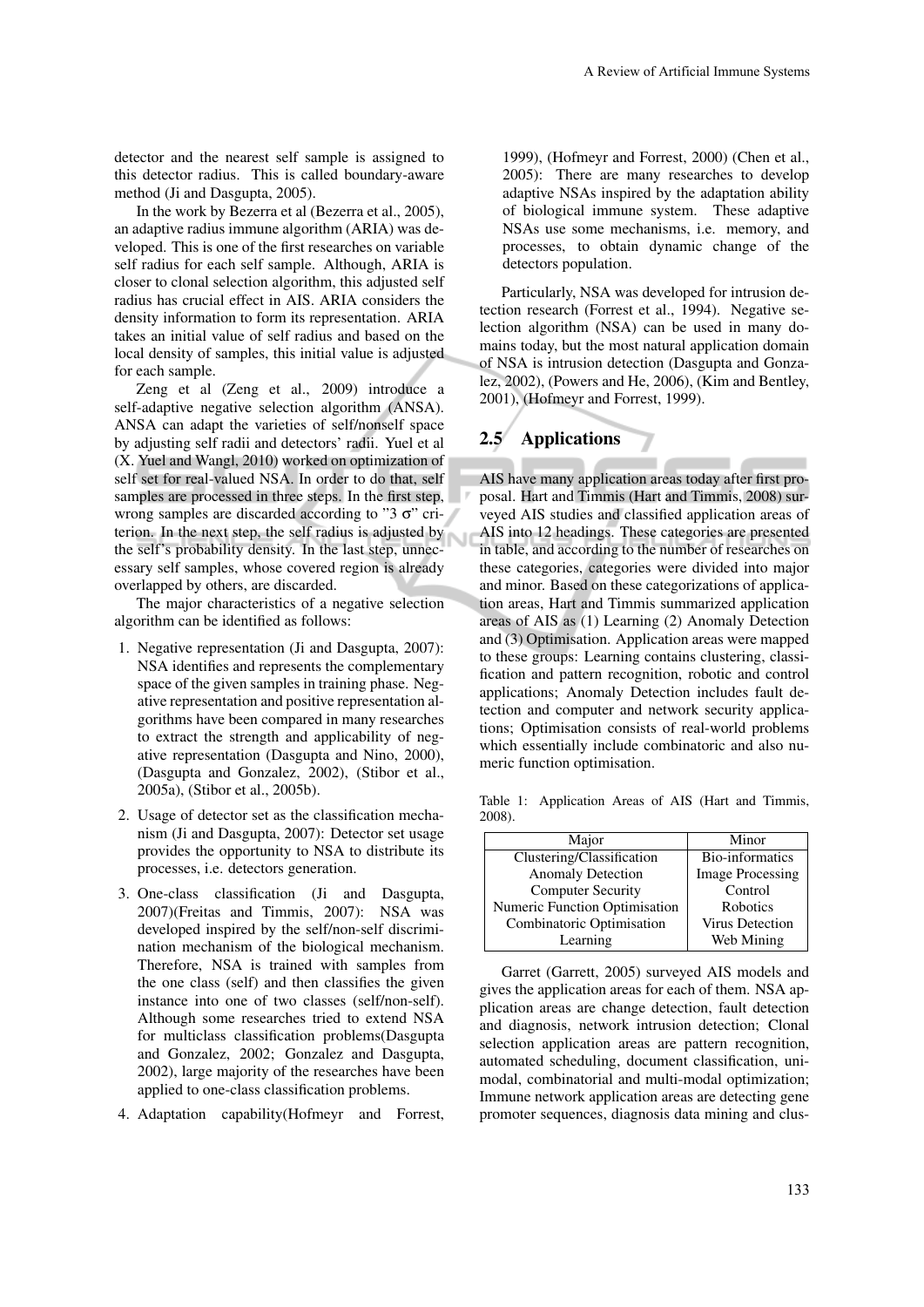detector and the nearest self sample is assigned to this detector radius. This is called boundary-aware method (Ji and Dasgupta, 2005).

In the work by Bezerra et al (Bezerra et al., 2005), an adaptive radius immune algorithm (ARIA) was developed. This is one of the first researches on variable self radius for each self sample. Although, ARIA is closer to clonal selection algorithm, this adjusted self radius has crucial effect in AIS. ARIA considers the density information to form its representation. ARIA takes an initial value of self radius and based on the local density of samples, this initial value is adjusted for each sample.

Zeng et al (Zeng et al., 2009) introduce a self-adaptive negative selection algorithm (ANSA). ANSA can adapt the varieties of self/nonself space by adjusting self radii and detectors' radii. Yuel et al (X. Yuel and Wangl, 2010) worked on optimization of self set for real-valued NSA. In order to do that, self samples are processed in three steps. In the first step, wrong samples are discarded according to "3 $\sigma$" criterion. In the next step, the self radius is adjusted by the self's probability density. In the last step, unnecessary self samples, whose covered region is already overlapped by others, are discarded.

The major characteristics of a negative selection algorithm can be identified as follows:

1. Negative representation (Ji and Dasgupta, 2007): NSA identifies and represents the complementary space of the given samples in training phase. Negative representation and positive representation algorithms have been compared in many researches to extract the strength and applicability of negative representation (Dasgupta and Nino, 2000), (Dasgupta and Gonzalez, 2002), (Stibor et al., 2005a), (Stibor et al., 2005b).
2. Usage of detector set as the classification mechanism (Ji and Dasgupta, 2007): Detector set usage provides the opportunity to NSA to distribute its processes, i.e. detectors generation.
3. One-class classification (Ji and Dasgupta, 2007)(Freitas and Timmis, 2007): NSA was developed inspired by the self/non-self discrimination mechanism of the biological mechanism. Therefore, NSA is trained with samples from the one class (self) and then classifies the given instance into one of two classes (self/non-self). Although some researches tried to extend NSA for multiclass classification problems(Dasgupta and Gonzalez, 2002; Gonzalez and Dasgupta, 2002), large majority of the researches have been applied to one-class classification problems.
4. Adaptation capability(Hofmeyr and Forrest, 1999), (Hofmeyr and Forrest, 2000) (Chen et al., 2005): There are many researches to develop adaptive NSAs inspired by the adaptation ability of biological immune system. These adaptive NSAs use some mechanisms, i.e. memory, and processes, to obtain dynamic change of the detectors population.

Particularly, NSA was developed for intrusion detection research (Forrest et al., 1994). Negative selection algorithm (NSA) can be used in many domains today, but the most natural application domain of NSA is intrusion detection (Dasgupta and Gonzalez, 2002), (Powers and He, 2006), (Kim and Bentley, 2001), (Hofmeyr and Forrest, 1999).

## 2.5 Applications

AIS have many application areas today after first proposal. Hart and Timmis (Hart and Timmis, 2008) surveyed AIS studies and classified application areas of AIS into 12 headings. These categories are presented in table, and according to the number of researches on these categories, categories were divided into major and minor. Based on these categorizations of application areas, Hart and Timmis summarized application areas of AIS as (1) Learning (2) Anomaly Detection and (3) Optimisation. Application areas were mapped to these groups: Learning contains clustering, classification and pattern recognition, robotic and control applications; Anomaly Detection includes fault detection and computer and network security applications; Optimisation consists of real-world problems which essentially include combinatoric and also numeric function optimisation.

Table 1: Application Areas of AIS (Hart and Timmis, 2008).

| Major | Minor |
|---|---|
| Clustering/Classification | Bio-informatics |
| Anomaly Detection | Image Processing |
| Computer Security | Control |
| Numeric Function Optimisation | Robotics |
| Combinatoric Optimisation | Virus Detection |
| Learning | Web Mining |

Garret (Garrett, 2005) surveyed AIS models and gives the application areas for each of them. NSA application areas are change detection, fault detection and diagnosis, network intrusion detection; Clonal selection application areas are pattern recognition, automated scheduling, document classification, unimodal, combinatorial and multi-modal optimization; Immune network application areas are detecting gene promoter sequences, diagnosis data mining and clus-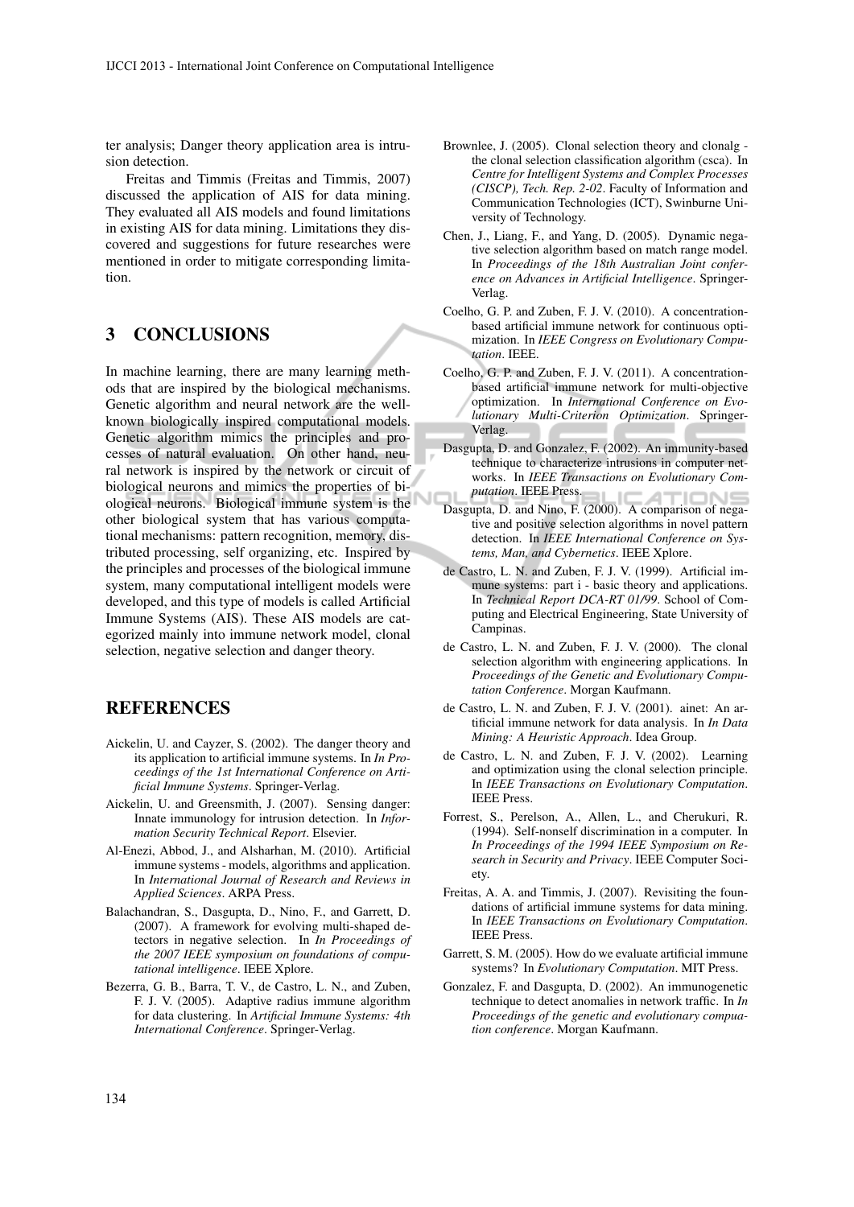ter analysis; Danger theory application area is intrusion detection.

Freitas and Timmis (Freitas and Timmis, 2007) discussed the application of AIS for data mining. They evaluated all AIS models and found limitations in existing AIS for data mining. Limitations they discovered and suggestions for future researches were mentioned in order to mitigate corresponding limitation.

## 3 CONCLUSIONS

In machine learning, there are many learning methods that are inspired by the biological mechanisms. Genetic algorithm and neural network are the well-known biologically inspired computational models. Genetic algorithm mimics the principles and processes of natural evaluation. On other hand, neural network is inspired by the network or circuit of biological neurons and mimics the properties of biological neurons. Biological immune system is the other biological system that has various computational mechanisms: pattern recognition, memory, distributed processing, self organizing, etc. Inspired by the principles and processes of the biological immune system, many computational intelligent models were developed, and this type of models is called Artificial Immune Systems (AIS). These AIS models are categorized mainly into immune network model, clonal selection, negative selection and danger theory.

## REFERENCES

Aickelin, U. and Cayzer, S. (2002). The danger theory and its application to artificial immune systems. In *In Proceedings of the 1st International Conference on Artificial Immune Systems*. Springer-Verlag.

Aickelin, U. and Greensmith, J. (2007). Sensing danger: Innate immunology for intrusion detection. In *Information Security Technical Report*. Elsevier.

Al-Enezi, Abbod, J., and Alsharhan, M. (2010). Artificial immune systems - models, algorithms and application. In *International Journal of Research and Reviews in Applied Sciences*. ARPA Press.

Balachandran, S., Dasgupta, D., Nino, F., and Garrett, D. (2007). A framework for evolving multi-shaped detectors in negative selection. In *In Proceedings of the 2007 IEEE symposium on foundations of computational intelligence*. IEEE Xplore.

Bezerra, G. B., Barra, T. V., de Castro, L. N., and Zuben, F. J. V. (2005). Adaptive radius immune algorithm for data clustering. In *Artificial Immune Systems: 4th International Conference*. Springer-Verlag.

Brownlee, J. (2005). Clonal selection theory and clonalg - the clonal selection classification algorithm (csca). In *Centre for Intelligent Systems and Complex Processes (CISCP), Tech. Rep. 2-02*. Faculty of Information and Communication Technologies (ICT), Swinburne University of Technology.

Chen, J., Liang, F., and Yang, D. (2005). Dynamic negative selection algorithm based on match range model. In *Proceedings of the 18th Australian Joint conference on Advances in Artificial Intelligence*. Springer-Verlag.

Coelho, G. P. and Zuben, F. J. V. (2010). A concentration-based artificial immune network for continuous optimization. In *IEEE Congress on Evolutionary Computation*. IEEE.

Coelho, G. P. and Zuben, F. J. V. (2011). A concentration-based artificial immune network for multi-objective optimization. In *International Conference on Evolutionary Multi-Criterion Optimization*. Springer-Verlag.

Dasgupta, D. and Gonzalez, F. (2002). An immunity-based technique to characterize intrusions in computer networks. In *IEEE Transactions on Evolutionary Computation*. IEEE Press.

Dasgupta, D. and Nino, F. (2000). A comparison of negative and positive selection algorithms in novel pattern detection. In *IEEE International Conference on Systems, Man, and Cybernetics*. IEEE Xplore.

de Castro, L. N. and Zuben, F. J. V. (1999). Artificial immune systems: part i - basic theory and applications. In *Technical Report DCA-RT 01/99*. School of Computing and Electrical Engineering, State University of Campinas.

de Castro, L. N. and Zuben, F. J. V. (2000). The clonal selection algorithm with engineering applications. In *Proceedings of the Genetic and Evolutionary Computation Conference*. Morgan Kaufmann.

de Castro, L. N. and Zuben, F. J. V. (2001). ainet: An artificial immune network for data analysis. In *In Data Mining: A Heuristic Approach*. Idea Group.

de Castro, L. N. and Zuben, F. J. V. (2002). Learning and optimization using the clonal selection principle. In *IEEE Transactions on Evolutionary Computation*. IEEE Press.

Forrest, S., Perelson, A., Allen, L., and Cherukuri, R. (1994). Self-nonself discrimination in a computer. In *In Proceedings of the 1994 IEEE Symposium on Research in Security and Privacy*. IEEE Computer Society.

Freitas, A. A. and Timmis, J. (2007). Revisiting the foundations of artificial immune systems for data mining. In *IEEE Transactions on Evolutionary Computation*. IEEE Press.

Garrett, S. M. (2005). How do we evaluate artificial immune systems? In *Evolutionary Computation*. MIT Press.

Gonzalez, F. and Dasgupta, D. (2002). An immunogenetic technique to detect anomalies in network traffic. In *In Proceedings of the genetic and evolutionary compuation conference*. Morgan Kaufmann.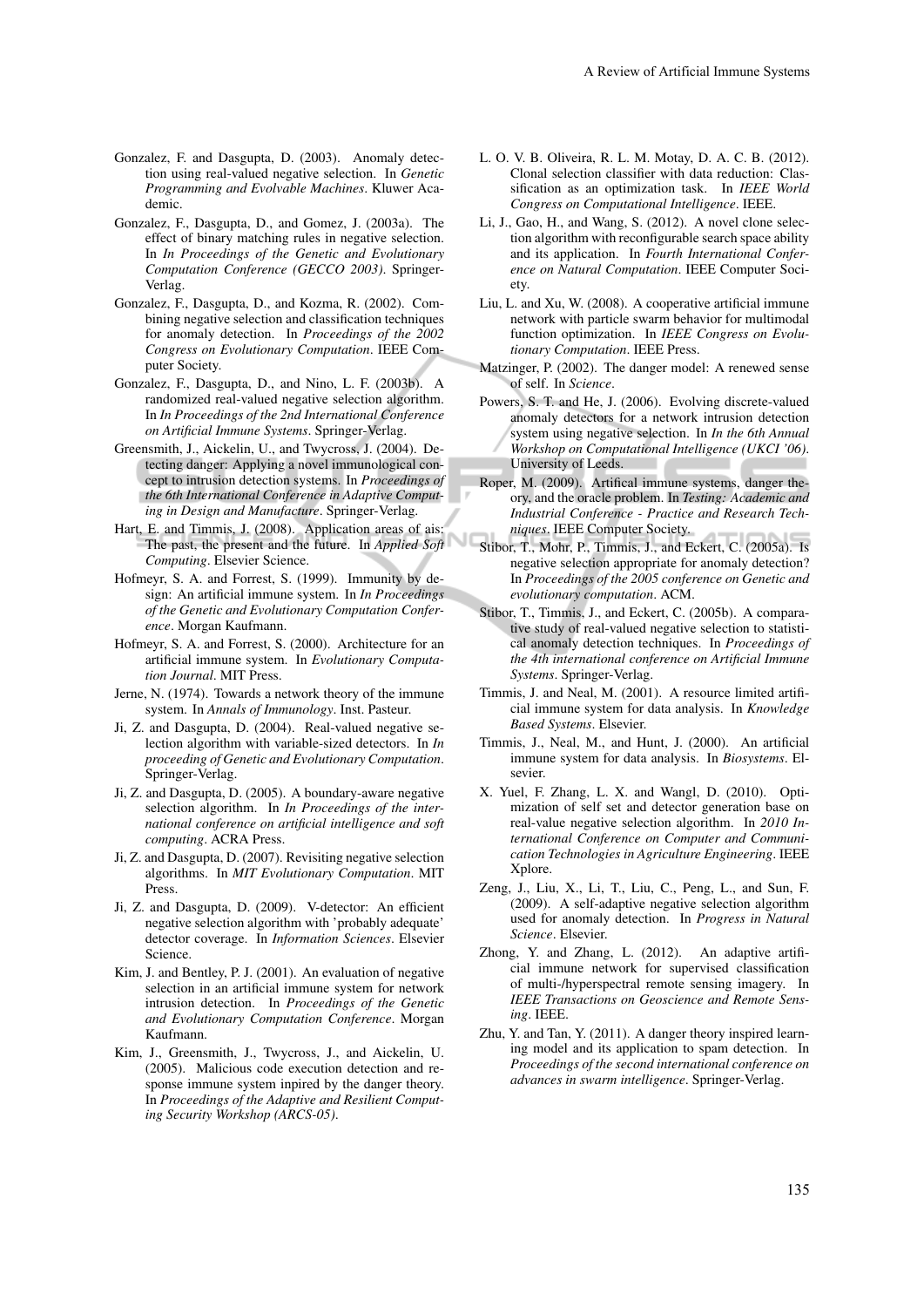Gonzalez, F. and Dasgupta, D. (2003). Anomaly detection using real-valued negative selection. In *Genetic Programming and Evolvable Machines*. Kluwer Academic.

Gonzalez, F., Dasgupta, D., and Gomez, J. (2003a). The effect of binary matching rules in negative selection. In *In Proceedings of the Genetic and Evolutionary Computation Conference (GECCO 2003)*. Springer-Verlag.

Gonzalez, F., Dasgupta, D., and Kozma, R. (2002). Combining negative selection and classification techniques for anomaly detection. In *Proceedings of the 2002 Congress on Evolutionary Computation*. IEEE Computer Society.

Gonzalez, F., Dasgupta, D., and Nino, L. F. (2003b). A randomized real-valued negative selection algorithm. In *In Proceedings of the 2nd International Conference on Artificial Immune Systems*. Springer-Verlag.

Greensmith, J., Aickelin, U., and Twycross, J. (2004). Detecting danger: Applying a novel immunological concept to intrusion detection systems. In *Proceedings of the 6th International Conference in Adaptive Computing in Design and Manufacture*. Springer-Verlag.

Hart, E. and Timmis, J. (2008). Application areas of ais: The past, the present and the future. In *Applied Soft Computing*. Elsevier Science.

Hofmeyr, S. A. and Forrest, S. (1999). Immunity by design: An artificial immune system. In *In Proceedings of the Genetic and Evolutionary Computation Conference*. Morgan Kaufmann.

Hofmeyr, S. A. and Forrest, S. (2000). Architecture for an artificial immune system. In *Evolutionary Computation Journal*. MIT Press.

Jerne, N. (1974). Towards a network theory of the immune system. In *Annals of Immunology*. Inst. Pasteur.

Ji, Z. and Dasgupta, D. (2004). Real-valued negative selection algorithm with variable-sized detectors. In *In proceeding of Genetic and Evolutionary Computation*. Springer-Verlag.

Ji, Z. and Dasgupta, D. (2005). A boundary-aware negative selection algorithm. In *In Proceedings of the international conference on artificial intelligence and soft computing*. ACRA Press.

Ji, Z. and Dasgupta, D. (2007). Revisiting negative selection algorithms. In *MIT Evolutionary Computation*. MIT Press.

Ji, Z. and Dasgupta, D. (2009). V-detector: An efficient negative selection algorithm with 'probably adequate' detector coverage. In *Information Sciences*. Elsevier Science.

Kim, J. and Bentley, P. J. (2001). An evaluation of negative selection in an artificial immune system for network intrusion detection. In *Proceedings of the Genetic and Evolutionary Computation Conference*. Morgan Kaufmann.

Kim, J., Greensmith, J., Twycross, J., and Aickelin, U. (2005). Malicious code execution detection and response immune system inpired by the danger theory. In *Proceedings of the Adaptive and Resilient Computing Security Workshop (ARCS-05)*.

L. O. V. B. Oliveira, R. L. M. Motay, D. A. C. B. (2012). Clonal selection classifier with data reduction: Classification as an optimization task. In *IEEE World Congress on Computational Intelligence*. IEEE.

Li, J., Gao, H., and Wang, S. (2012). A novel clone selection algorithm with reconfigurable search space ability and its application. In *Fourth International Conference on Natural Computation*. IEEE Computer Society.

Liu, L. and Xu, W. (2008). A cooperative artificial immune network with particle swarm behavior for multimodal function optimization. In *IEEE Congress on Evolutionary Computation*. IEEE Press.

Matzinger, P. (2002). The danger model: A renewed sense of self. In *Science*.

Powers, S. T. and He, J. (2006). Evolving discrete-valued anomaly detectors for a network intrusion detection system using negative selection. In *In the 6th Annual Workshop on Computational Intelligence (UKCI '06)*. University of Leeds.

Roper, M. (2009). Artifical immune systems, danger theory, and the oracle problem. In *Testing: Academic and Industrial Conference - Practice and Research Techniques*. IEEE Computer Society.

Stibor, T., Mohr, P., Timmis, J., and Eckert, C. (2005a). Is negative selection appropriate for anomaly detection? In *Proceedings of the 2005 conference on Genetic and evolutionary computation*. ACM.

Stibor, T., Timmis, J., and Eckert, C. (2005b). A comparative study of real-valued negative selection to statistical anomaly detection techniques. In *Proceedings of the 4th international conference on Artificial Immune Systems*. Springer-Verlag.

Timmis, J. and Neal, M. (2001). A resource limited artificial immune system for data analysis. In *Knowledge Based Systems*. Elsevier.

Timmis, J., Neal, M., and Hunt, J. (2000). An artificial immune system for data analysis. In *Biosystems*. Elsevier.

X. Yuel, F. Zhang, L. X. and Wangl, D. (2010). Optimization of self set and detector generation base on real-value negative selection algorithm. In *2010 International Conference on Computer and Communication Technologies in Agriculture Engineering*. IEEE Xplore.

Zeng, J., Liu, X., Li, T., Liu, C., Peng, L., and Sun, F. (2009). A self-adaptive negative selection algorithm used for anomaly detection. In *Progress in Natural Science*. Elsevier.

Zhong, Y. and Zhang, L. (2012). An adaptive artificial immune network for supervised classification of multi-/hyperspectral remote sensing imagery. In *IEEE Transactions on Geoscience and Remote Sensing*. IEEE.

Zhu, Y. and Tan, Y. (2011). A danger theory inspired learning model and its application to spam detection. In *Proceedings of the second international conference on advances in swarm intelligence*. Springer-Verlag.